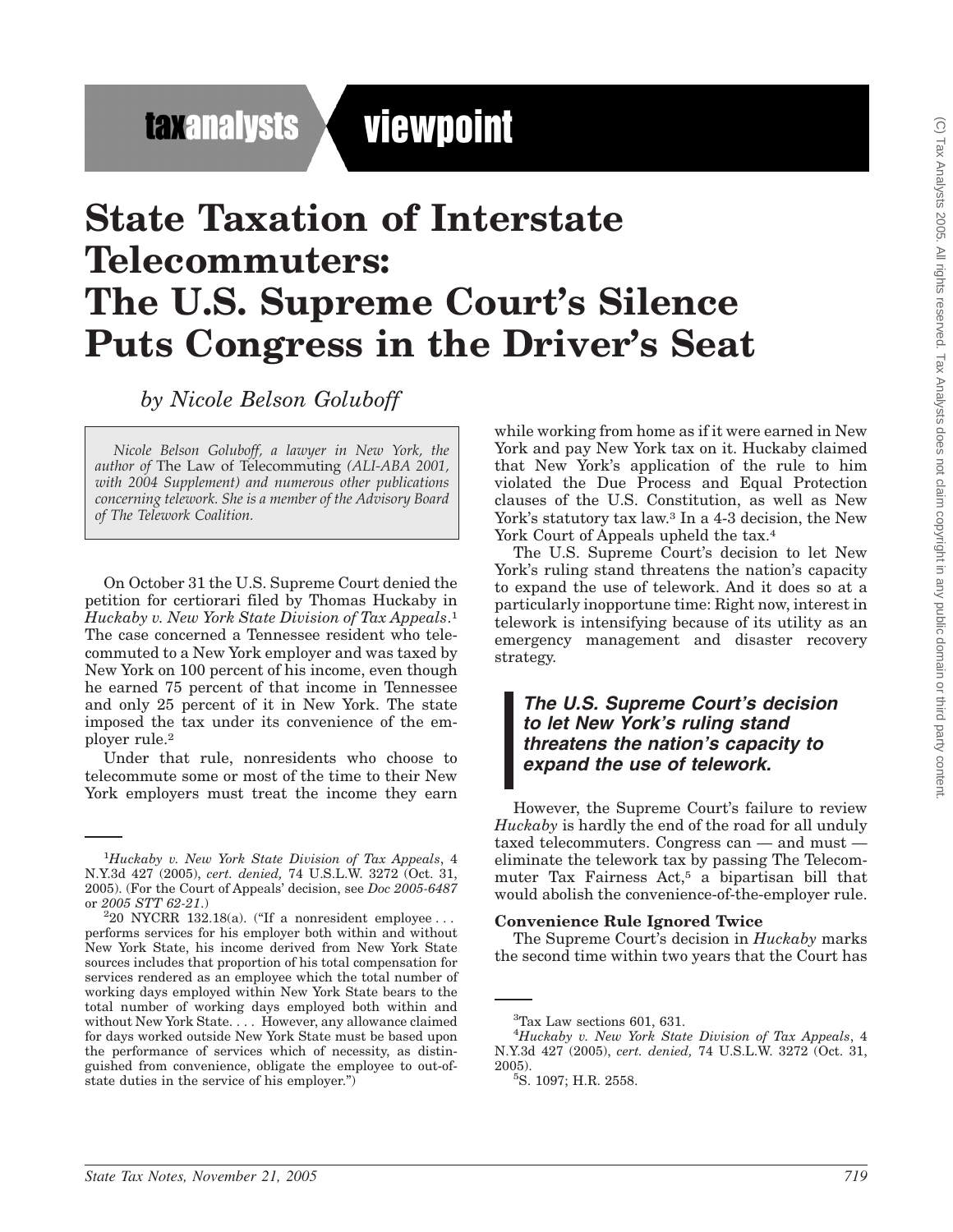taxanalysts viewpoint

# State Taxation of Interstate Telecommuters: The U.S. Supreme Court's Silence Puts Congress in the Driver's Seat

*by Nicole Belson Goluboff*

*Nicole Belson Goluboff, a lawyer in New York, the author of* The Law of Telecommuting *(ALI-ABA 2001, with 2004 Supplement) and numerous other publications concerning telework. She is a member of the Advisory Board of The Telework Coalition.*

On October 31 the U.S. Supreme Court denied the petition for certiorari filed by Thomas Huckaby in *Huckaby v. New York State Division of Tax Appeals*.[1] The case concerned a Tennessee resident who telecommuted to a New York employer and was taxed by New York on 100 percent of his income, even though he earned 75 percent of that income in Tennessee and only 25 percent of it in New York. The state imposed the tax under its convenience of the employer rule.[2]

Under that rule, nonresidents who choose to telecommute some or most of the time to their New York employers must treat the income they earn while working from home as if it were earned in New York and pay New York tax on it. Huckaby claimed that New York's application of the rule to him violated the Due Process and Equal Protection clauses of the U.S. Constitution, as well as New York's statutory tax law.[3] In a 4-3 decision, the New York Court of Appeals upheld the tax.[4]

The U.S. Supreme Court's decision to let New York's ruling stand threatens the nation's capacity to expand the use of telework. And it does so at a particularly inopportune time: Right now, interest in telework is intensifying because of its utility as an emergency management and disaster recovery strategy.

> ***The U.S. Supreme Court's decision to let New York's ruling stand threatens the nation's capacity to expand the use of telework.***

However, the Supreme Court's failure to review *Huckaby* is hardly the end of the road for all unduly taxed telecommuters. Congress can — and must — eliminate the telework tax by passing The Telecommuter Tax Fairness Act,[5] a bipartisan bill that would abolish the convenience-of-the-employer rule.

**Convenience Rule Ignored Twice**

The Supreme Court's decision in *Huckaby* marks the second time within two years that the Court has

---

[1] *Huckaby v. New York State Division of Tax Appeals*, 4 N.Y.3d 427 (2005), *cert. denied,* 74 U.S.L.W. 3272 (Oct. 31, 2005). (For the Court of Appeals' decision, see *Doc 2005-6487* or *2005 STT 62-21*.)

[2] 20 NYCRR 132.18(a). ("If a nonresident employee . . . performs services for his employer both within and without New York State, his income derived from New York State sources includes that proportion of his total compensation for services rendered as an employee which the total number of working days employed within New York State bears to the total number of working days employed both within and without New York State. . . . However, any allowance claimed for days worked outside New York State must be based upon the performance of services which of necessity, as distinguished from convenience, obligate the employee to out-of-state duties in the service of his employer.")

[3] Tax Law sections 601, 631.

[4] *Huckaby v. New York State Division of Tax Appeals*, 4 N.Y.3d 427 (2005), *cert. denied,* 74 U.S.L.W. 3272 (Oct. 31, 2005).

[5] S. 1097; H.R. 2558.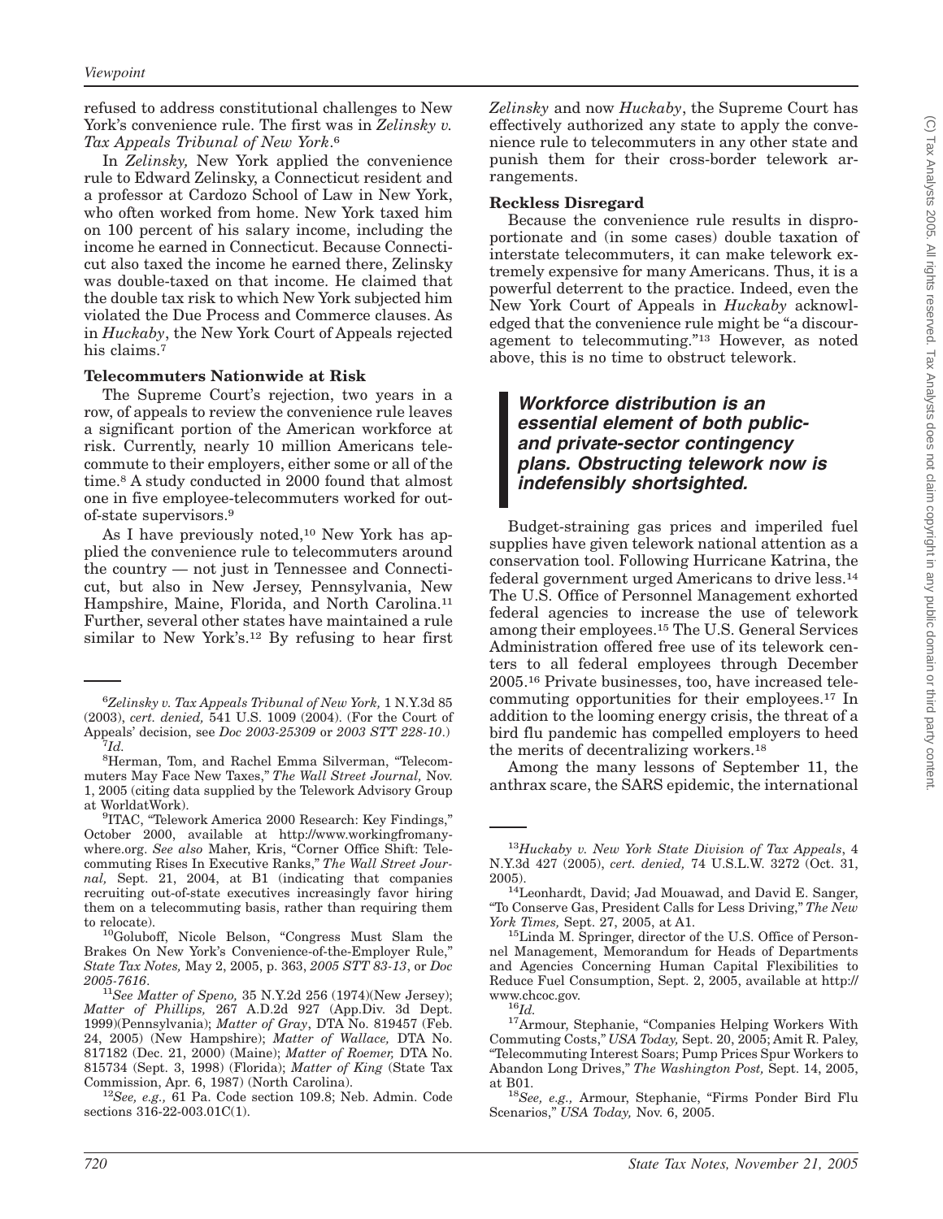refused to address constitutional challenges to New York's convenience rule. The first was in *Zelinsky v. Tax Appeals Tribunal of New York*.[6]

In *Zelinsky,* New York applied the convenience rule to Edward Zelinsky, a Connecticut resident and a professor at Cardozo School of Law in New York, who often worked from home. New York taxed him on 100 percent of his salary income, including the income he earned in Connecticut. Because Connecticut also taxed the income he earned there, Zelinsky was double-taxed on that income. He claimed that the double tax risk to which New York subjected him violated the Due Process and Commerce clauses. As in *Huckaby*, the New York Court of Appeals rejected his claims.[7]

**Telecommuters Nationwide at Risk**

The Supreme Court's rejection, two years in a row, of appeals to review the convenience rule leaves a significant portion of the American workforce at risk. Currently, nearly 10 million Americans telecommute to their employers, either some or all of the time.[8] A study conducted in 2000 found that almost one in five employee-telecommuters worked for out-of-state supervisors.[9]

As I have previously noted,[10] New York has applied the convenience rule to telecommuters around the country — not just in Tennessee and Connecticut, but also in New Jersey, Pennsylvania, New Hampshire, Maine, Florida, and North Carolina.[11] Further, several other states have maintained a rule similar to New York's.[12] By refusing to hear first *Zelinsky* and now *Huckaby*, the Supreme Court has effectively authorized any state to apply the convenience rule to telecommuters in any other state and punish them for their cross-border telework arrangements.

**Reckless Disregard**

Because the convenience rule results in disproportionate and (in some cases) double taxation of interstate telecommuters, it can make telework extremely expensive for many Americans. Thus, it is a powerful deterrent to the practice. Indeed, even the New York Court of Appeals in *Huckaby* acknowledged that the convenience rule might be "a discouragement to telecommuting."[13] However, as noted above, this is no time to obstruct telework.

> ***Workforce distribution is an essential element of both public- and private-sector contingency plans. Obstructing telework now is indefensibly shortsighted.***

Budget-straining gas prices and imperiled fuel supplies have given telework national attention as a conservation tool. Following Hurricane Katrina, the federal government urged Americans to drive less.[14] The U.S. Office of Personnel Management exhorted federal agencies to increase the use of telework among their employees.[15] The U.S. General Services Administration offered free use of its telework centers to all federal employees through December 2005.[16] Private businesses, too, have increased telecommuting opportunities for their employees.[17] In addition to the looming energy crisis, the threat of a bird flu pandemic has compelled employers to heed the merits of decentralizing workers.[18]

Among the many lessons of September 11, the anthrax scare, the SARS epidemic, the international

---

[6]*Zelinsky v. Tax Appeals Tribunal of New York,* 1 N.Y.3d 85 (2003), *cert. denied,* 541 U.S. 1009 (2004). (For the Court of Appeals' decision, see *Doc 2003-25309* or *2003 STT 228-10*.)

[7]*Id.*

[8]Herman, Tom, and Rachel Emma Silverman, "Telecommuters May Face New Taxes," *The Wall Street Journal,* Nov. 1, 2005 (citing data supplied by the Telework Advisory Group at WorldatWork).

[9]ITAC, "Telework America 2000 Research: Key Findings," October 2000, available at http://www.workingfromanywhere.org. *See also* Maher, Kris, "Corner Office Shift: Telecommuting Rises In Executive Ranks," *The Wall Street Journal,* Sept. 21, 2004, at B1 (indicating that companies recruiting out-of-state executives increasingly favor hiring them on a telecommuting basis, rather than requiring them to relocate).

[10]Goluboff, Nicole Belson, "Congress Must Slam the Brakes On New York's Convenience-of-the-Employer Rule," *State Tax Notes,* May 2, 2005, p. 363, *2005 STT 83-13*, or *Doc 2005-7616*.

[11]*See Matter of Speno,* 35 N.Y.2d 256 (1974)(New Jersey); *Matter of Phillips,* 267 A.D.2d 927 (App.Div. 3d Dept. 1999)(Pennsylvania); *Matter of Gray*, DTA No. 819457 (Feb. 24, 2005) (New Hampshire); *Matter of Wallace,* DTA No. 817182 (Dec. 21, 2000) (Maine); *Matter of Roemer,* DTA No. 815734 (Sept. 3, 1998) (Florida); *Matter of King* (State Tax Commission, Apr. 6, 1987) (North Carolina).

[12]*See, e.g.,* 61 Pa. Code section 109.8; Neb. Admin. Code sections 316-22-003.01C(1).

[13]*Huckaby v. New York State Division of Tax Appeals*, 4 N.Y.3d 427 (2005), *cert. denied,* 74 U.S.L.W. 3272 (Oct. 31, 2005).

[14]Leonhardt, David; Jad Mouawad, and David E. Sanger, "To Conserve Gas, President Calls for Less Driving," *The New York Times,* Sept. 27, 2005, at A1.

[15]Linda M. Springer, director of the U.S. Office of Personnel Management, Memorandum for Heads of Departments and Agencies Concerning Human Capital Flexibilities to Reduce Fuel Consumption, Sept. 2, 2005, available at http://www.chcoc.gov.

[16]*Id.*

[17]Armour, Stephanie, "Companies Helping Workers With Commuting Costs," *USA Today,* Sept. 20, 2005; Amit R. Paley, "Telecommuting Interest Soars; Pump Prices Spur Workers to Abandon Long Drives," *The Washington Post,* Sept. 14, 2005, at B01.

[18]*See, e.g.,* Armour, Stephanie, "Firms Ponder Bird Flu Scenarios," *USA Today,* Nov. 6, 2005.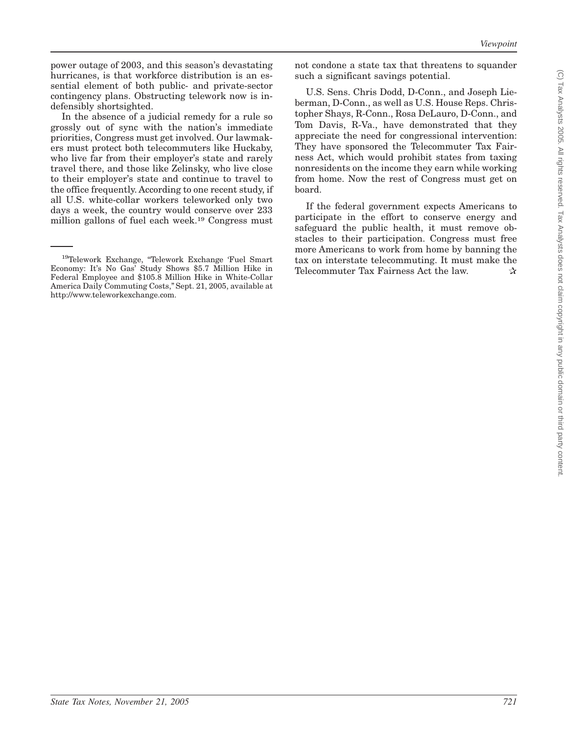power outage of 2003, and this season's devastating hurricanes, is that workforce distribution is an essential element of both public- and private-sector contingency plans. Obstructing telework now is indefensibly shortsighted.

In the absence of a judicial remedy for a rule so grossly out of sync with the nation's immediate priorities, Congress must get involved. Our lawmakers must protect both telecommuters like Huckaby, who live far from their employer's state and rarely travel there, and those like Zelinsky, who live close to their employer's state and continue to travel to the office frequently. According to one recent study, if all U.S. white-collar workers teleworked only two days a week, the country would conserve over 233 million gallons of fuel each week.[19] Congress must not condone a state tax that threatens to squander such a significant savings potential.

U.S. Sens. Chris Dodd, D-Conn., and Joseph Lieberman, D-Conn., as well as U.S. House Reps. Christopher Shays, R-Conn., Rosa DeLauro, D-Conn., and Tom Davis, R-Va., have demonstrated that they appreciate the need for congressional intervention: They have sponsored the Telecommuter Tax Fairness Act, which would prohibit states from taxing nonresidents on the income they earn while working from home. Now the rest of Congress must get on board.

If the federal government expects Americans to participate in the effort to conserve energy and safeguard the public health, it must remove obstacles to their participation. Congress must free more Americans to work from home by banning the tax on interstate telecommuting. It must make the Telecommuter Tax Fairness Act the law. ✰

---

[19]Telework Exchange, "Telework Exchange 'Fuel Smart Economy: It's No Gas' Study Shows $5.7 Million Hike in Federal Employee and $105.8 Million Hike in White-Collar America Daily Commuting Costs," Sept. 21, 2005, available at http://www.teleworkexchange.com.